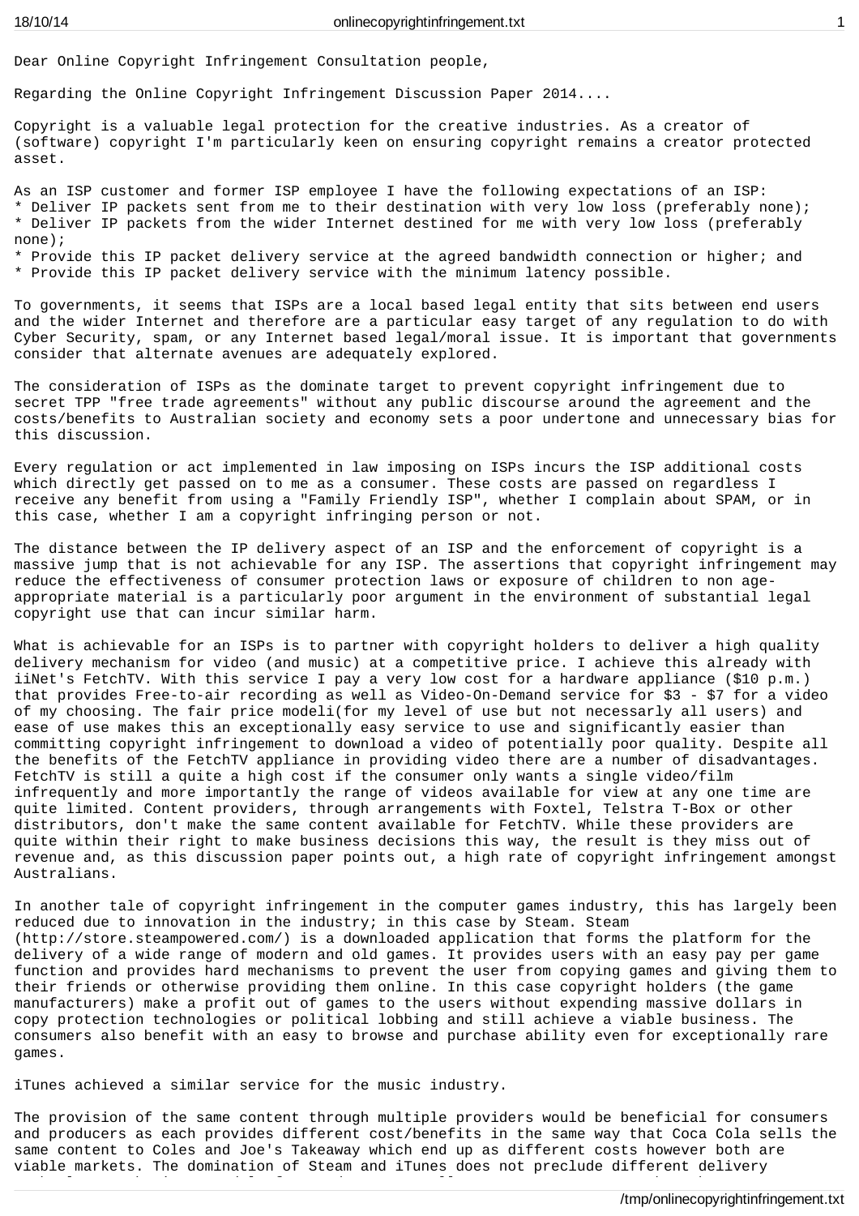Dear Online Copyright Infringement Consultation people,

Regarding the Online Copyright Infringement Discussion Paper 2014....

Copyright is a valuable legal protection for the creative industries. As a creator of (software) copyright I'm particularly keen on ensuring copyright remains a creator protected asset.

As an ISP customer and former ISP employee I have the following expectations of an ISP:
* Deliver IP packets sent from me to their destination with very low loss (preferably none);
* Deliver IP packets from the wider Internet destined for me with very low loss (preferably none);
* Provide this IP packet delivery service at the agreed bandwidth connection or higher; and
* Provide this IP packet delivery service with the minimum latency possible.

To governments, it seems that ISPs are a local based legal entity that sits between end users and the wider Internet and therefore are a particular easy target of any regulation to do with Cyber Security, spam, or any Internet based legal/moral issue. It is important that governments consider that alternate avenues are adequately explored.

The consideration of ISPs as the dominate target to prevent copyright infringement due to secret TPP "free trade agreements" without any public discourse around the agreement and the costs/benefits to Australian society and economy sets a poor undertone and unnecessary bias for this discussion.

Every regulation or act implemented in law imposing on ISPs incurs the ISP additional costs which directly get passed on to me as a consumer. These costs are passed on regardless I receive any benefit from using a "Family Friendly ISP", whether I complain about SPAM, or in this case, whether I am a copyright infringing person or not.

The distance between the IP delivery aspect of an ISP and the enforcement of copyright is a massive jump that is not achievable for any ISP. The assertions that copyright infringement may reduce the effectiveness of consumer protection laws or exposure of children to non age-appropriate material is a particularly poor argument in the environment of substantial legal copyright use that can incur similar harm.

What is achievable for an ISPs is to partner with copyright holders to deliver a high quality delivery mechanism for video (and music) at a competitive price. I achieve this already with iiNet's FetchTV. With this service I pay a very low cost for a hardware appliance ($10 p.m.) that provides Free-to-air recording as well as Video-On-Demand service for $3 - $7 for a video of my choosing. The fair price modeli(for my level of use but not necessarly all users) and ease of use makes this an exceptionally easy service to use and significantly easier than committing copyright infringement to download a video of potentially poor quality. Despite all the benefits of the FetchTV appliance in providing video there are a number of disadvantages. FetchTV is still a quite a high cost if the consumer only wants a single video/film infrequently and more importantly the range of videos available for view at any one time are quite limited. Content providers, through arrangements with Foxtel, Telstra T-Box or other distributors, don't make the same content available for FetchTV. While these providers are quite within their right to make business decisions this way, the result is they miss out of revenue and, as this discussion paper points out, a high rate of copyright infringement amongst Australians.

In another tale of copyright infringement in the computer games industry, this has largely been reduced due to innovation in the industry; in this case by Steam. Steam (http://store.steampowered.com/) is a downloaded application that forms the platform for the delivery of a wide range of modern and old games. It provides users with an easy pay per game function and provides hard mechanisms to prevent the user from copying games and giving them to their friends or otherwise providing them online. In this case copyright holders (the game manufacturers) make a profit out of games to the users without expending massive dollars in copy protection technologies or political lobbing and still achieve a viable business. The consumers also benefit with an easy to browse and purchase ability even for exceptionally rare games.

iTunes achieved a similar service for the music industry.

The provision of the same content through multiple providers would be beneficial for consumers and producers as each provides different cost/benefits in the same way that Coca Cola sells the same content to Coles and Joe's Takeaway which end up as different costs however both are viable markets. The domination of Steam and iTunes does not preclude different delivery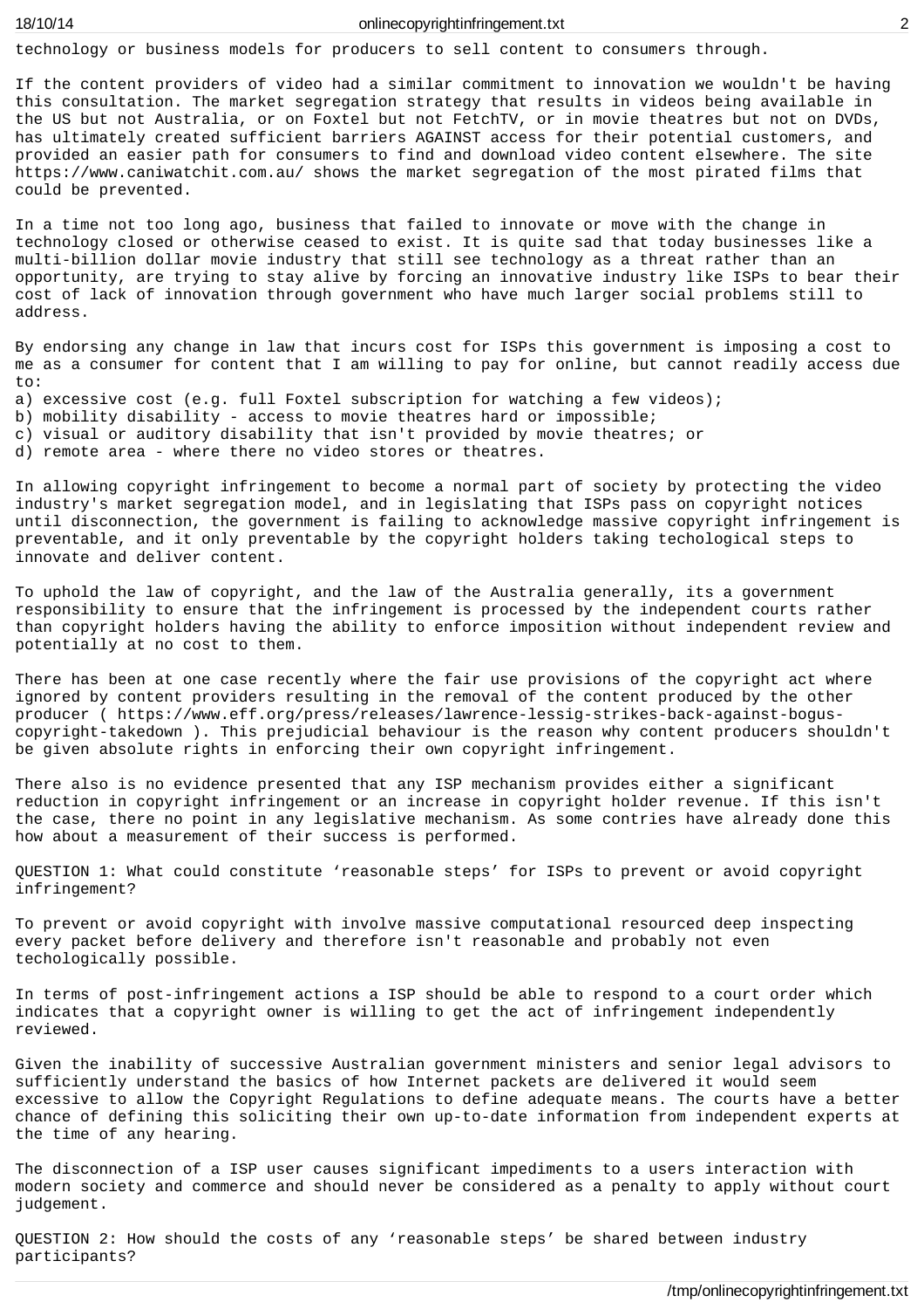technology or business models for producers to sell content to consumers through.

If the content providers of video had a similar commitment to innovation we wouldn't be having this consultation. The market segregation strategy that results in videos being available in the US but not Australia, or on Foxtel but not FetchTV, or in movie theatres but not on DVDs, has ultimately created sufficient barriers AGAINST access for their potential customers, and provided an easier path for consumers to find and download video content elsewhere. The site https://www.caniwatchit.com.au/ shows the market segregation of the most pirated films that could be prevented.

In a time not too long ago, business that failed to innovate or move with the change in technology closed or otherwise ceased to exist. It is quite sad that today businesses like a multi-billion dollar movie industry that still see technology as a threat rather than an opportunity, are trying to stay alive by forcing an innovative industry like ISPs to bear their cost of lack of innovation through government who have much larger social problems still to address.

By endorsing any change in law that incurs cost for ISPs this government is imposing a cost to me as a consumer for content that I am willing to pay for online, but cannot readily access due to:
a) excessive cost (e.g. full Foxtel subscription for watching a few videos);
b) mobility disability - access to movie theatres hard or impossible;
c) visual or auditory disability that isn't provided by movie theatres; or
d) remote area - where there no video stores or theatres.

In allowing copyright infringement to become a normal part of society by protecting the video industry's market segregation model, and in legislating that ISPs pass on copyright notices until disconnection, the government is failing to acknowledge massive copyright infringement is preventable, and it only preventable by the copyright holders taking techological steps to innovate and deliver content.

To uphold the law of copyright, and the law of the Australia generally, its a government responsibility to ensure that the infringement is processed by the independent courts rather than copyright holders having the ability to enforce imposition without independent review and potentially at no cost to them.

There has been at one case recently where the fair use provisions of the copyright act where ignored by content providers resulting in the removal of the content produced by the other producer ( https://www.eff.org/press/releases/lawrence-lessig-strikes-back-against-bogus-copyright-takedown ). This prejudicial behaviour is the reason why content producers shouldn't be given absolute rights in enforcing their own copyright infringement.

There also is no evidence presented that any ISP mechanism provides either a significant reduction in copyright infringement or an increase in copyright holder revenue. If this isn't the case, there no point in any legislative mechanism. As some contries have already done this how about a measurement of their success is performed.

QUESTION 1: What could constitute ‘reasonable steps’ for ISPs to prevent or avoid copyright infringement?

To prevent or avoid copyright with involve massive computational resourced deep inspecting every packet before delivery and therefore isn't reasonable and probably not even techologically possible.

In terms of post-infringement actions a ISP should be able to respond to a court order which indicates that a copyright owner is willing to get the act of infringement independently reviewed.

Given the inability of successive Australian government ministers and senior legal advisors to sufficiently understand the basics of how Internet packets are delivered it would seem excessive to allow the Copyright Regulations to define adequate means. The courts have a better chance of defining this soliciting their own up-to-date information from independent experts at the time of any hearing.

The disconnection of a ISP user causes significant impediments to a users interaction with modern society and commerce and should never be considered as a penalty to apply without court judgement.

QUESTION 2: How should the costs of any ‘reasonable steps’ be shared between industry participants?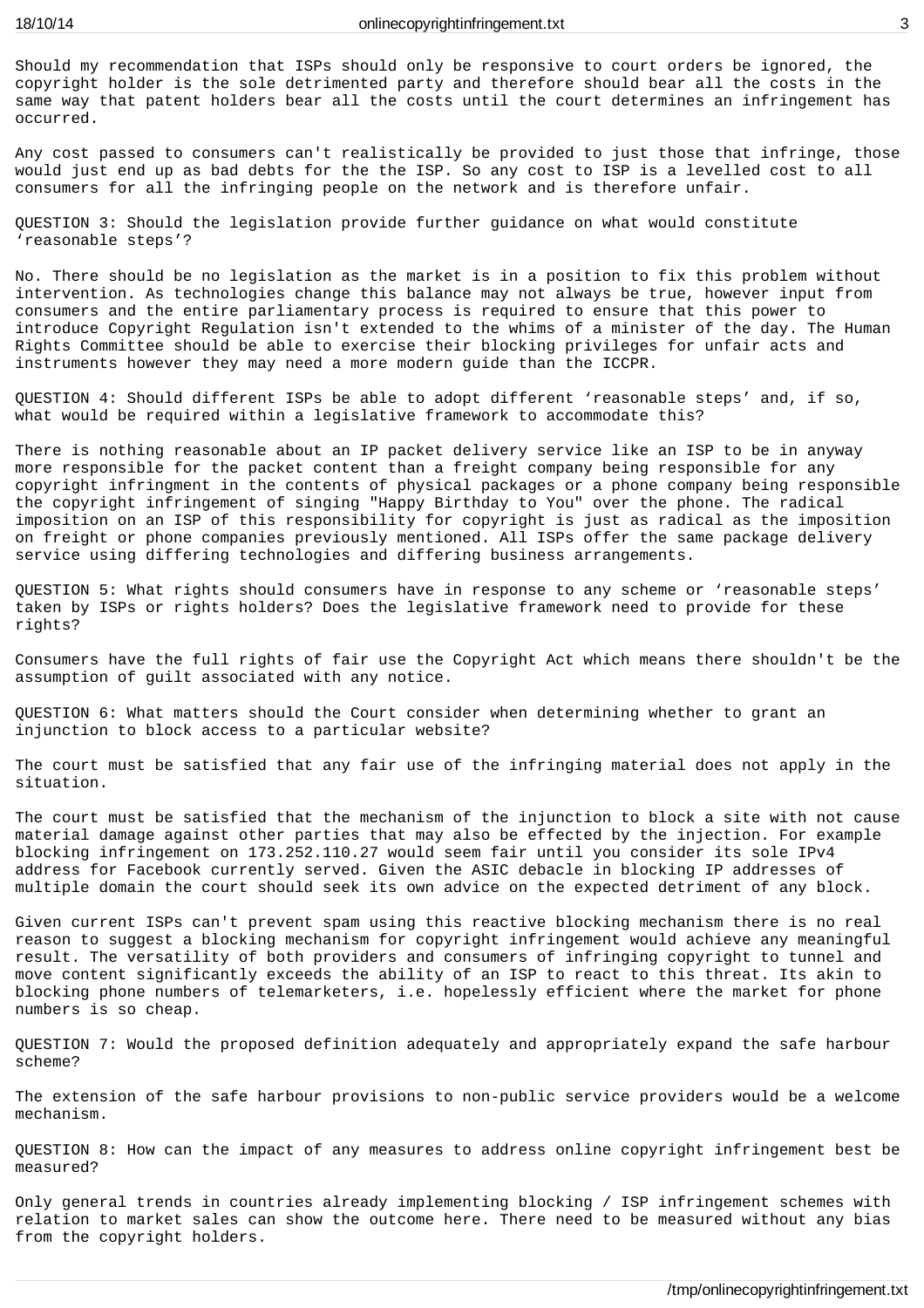Should my recommendation that ISPs should only be responsive to court orders be ignored, the copyright holder is the sole detrimented party and therefore should bear all the costs in the same way that patent holders bear all the costs until the court determines an infringement has occurred.

Any cost passed to consumers can't realistically be provided to just those that infringe, those would just end up as bad debts for the the ISP. So any cost to ISP is a levelled cost to all consumers for all the infringing people on the network and is therefore unfair.

QUESTION 3: Should the legislation provide further guidance on what would constitute 'reasonable steps'?

No. There should be no legislation as the market is in a position to fix this problem without intervention. As technologies change this balance may not always be true, however input from consumers and the entire parliamentary process is required to ensure that this power to introduce Copyright Regulation isn't extended to the whims of a minister of the day. The Human Rights Committee should be able to exercise their blocking privileges for unfair acts and instruments however they may need a more modern guide than the ICCPR.

QUESTION 4: Should different ISPs be able to adopt different 'reasonable steps' and, if so, what would be required within a legislative framework to accommodate this?

There is nothing reasonable about an IP packet delivery service like an ISP to be in anyway more responsible for the packet content than a freight company being responsible for any copyright infringment in the contents of physical packages or a phone company being responsible the copyright infringement of singing "Happy Birthday to You" over the phone. The radical imposition on an ISP of this responsibility for copyright is just as radical as the imposition on freight or phone companies previously mentioned. All ISPs offer the same package delivery service using differing technologies and differing business arrangements.

QUESTION 5: What rights should consumers have in response to any scheme or 'reasonable steps' taken by ISPs or rights holders? Does the legislative framework need to provide for these rights?

Consumers have the full rights of fair use the Copyright Act which means there shouldn't be the assumption of guilt associated with any notice.

QUESTION 6: What matters should the Court consider when determining whether to grant an injunction to block access to a particular website?

The court must be satisfied that any fair use of the infringing material does not apply in the situation.

The court must be satisfied that the mechanism of the injunction to block a site with not cause material damage against other parties that may also be effected by the injection. For example blocking infringement on 173.252.110.27 would seem fair until you consider its sole IPv4 address for Facebook currently served. Given the ASIC debacle in blocking IP addresses of multiple domain the court should seek its own advice on the expected detriment of any block.

Given current ISPs can't prevent spam using this reactive blocking mechanism there is no real reason to suggest a blocking mechanism for copyright infringement would achieve any meaningful result. The versatility of both providers and consumers of infringing copyright to tunnel and move content significantly exceeds the ability of an ISP to react to this threat. Its akin to blocking phone numbers of telemarketers, i.e. hopelessly efficient where the market for phone numbers is so cheap.

QUESTION 7: Would the proposed definition adequately and appropriately expand the safe harbour scheme?

The extension of the safe harbour provisions to non-public service providers would be a welcome mechanism.

QUESTION 8: How can the impact of any measures to address online copyright infringement best be measured?

Only general trends in countries already implementing blocking / ISP infringement schemes with relation to market sales can show the outcome here. There need to be measured without any bias from the copyright holders.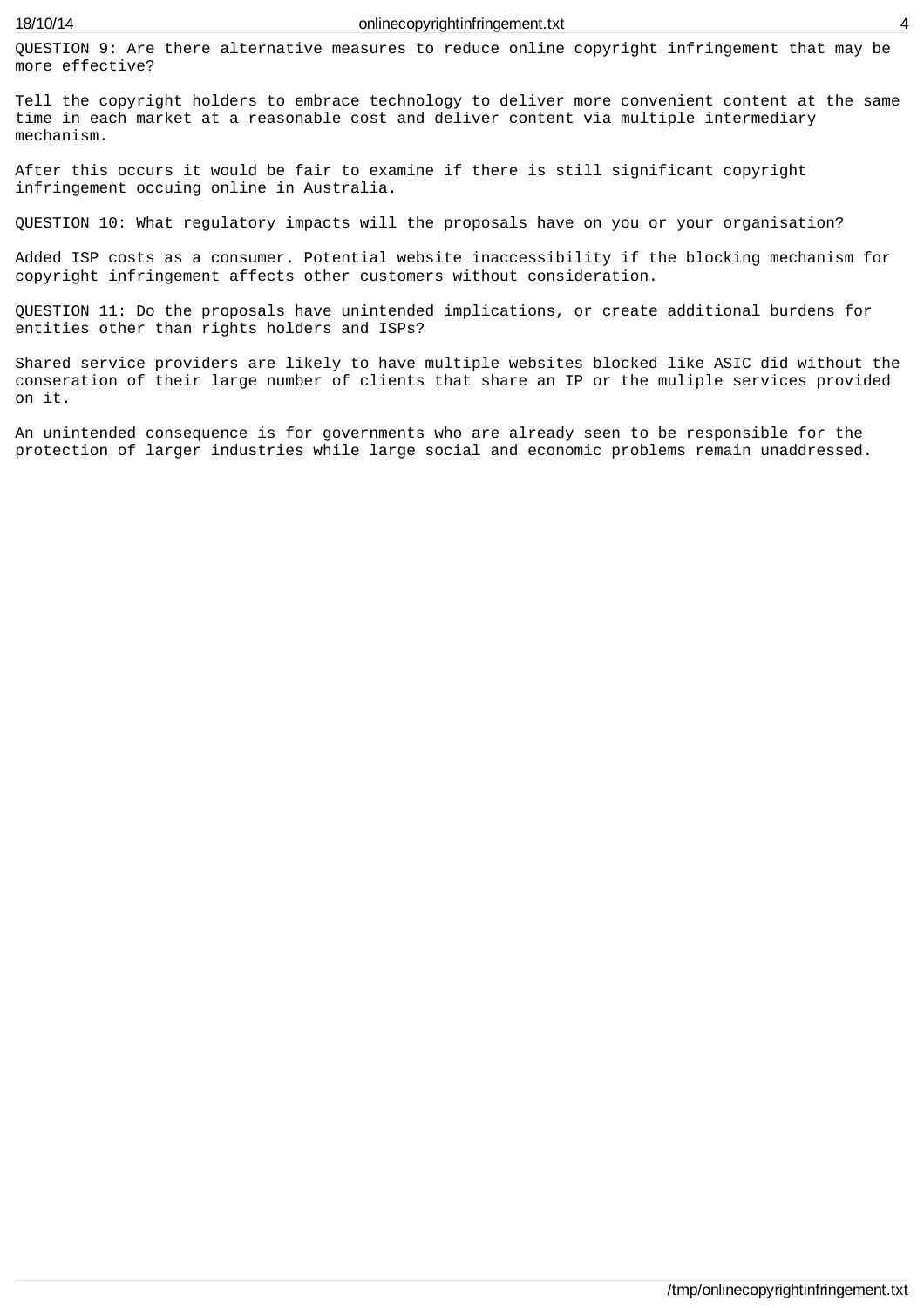QUESTION 9: Are there alternative measures to reduce online copyright infringement that may be more effective?

Tell the copyright holders to embrace technology to deliver more convenient content at the same time in each market at a reasonable cost and deliver content via multiple intermediary mechanism.

After this occurs it would be fair to examine if there is still significant copyright infringement occuing online in Australia.

QUESTION 10: What regulatory impacts will the proposals have on you or your organisation?

Added ISP costs as a consumer. Potential website inaccessibility if the blocking mechanism for copyright infringement affects other customers without consideration.

QUESTION 11: Do the proposals have unintended implications, or create additional burdens for entities other than rights holders and ISPs?

Shared service providers are likely to have multiple websites blocked like ASIC did without the conseration of their large number of clients that share an IP or the muliple services provided on it.

An unintended consequence is for governments who are already seen to be responsible for the protection of larger industries while large social and economic problems remain unaddressed.